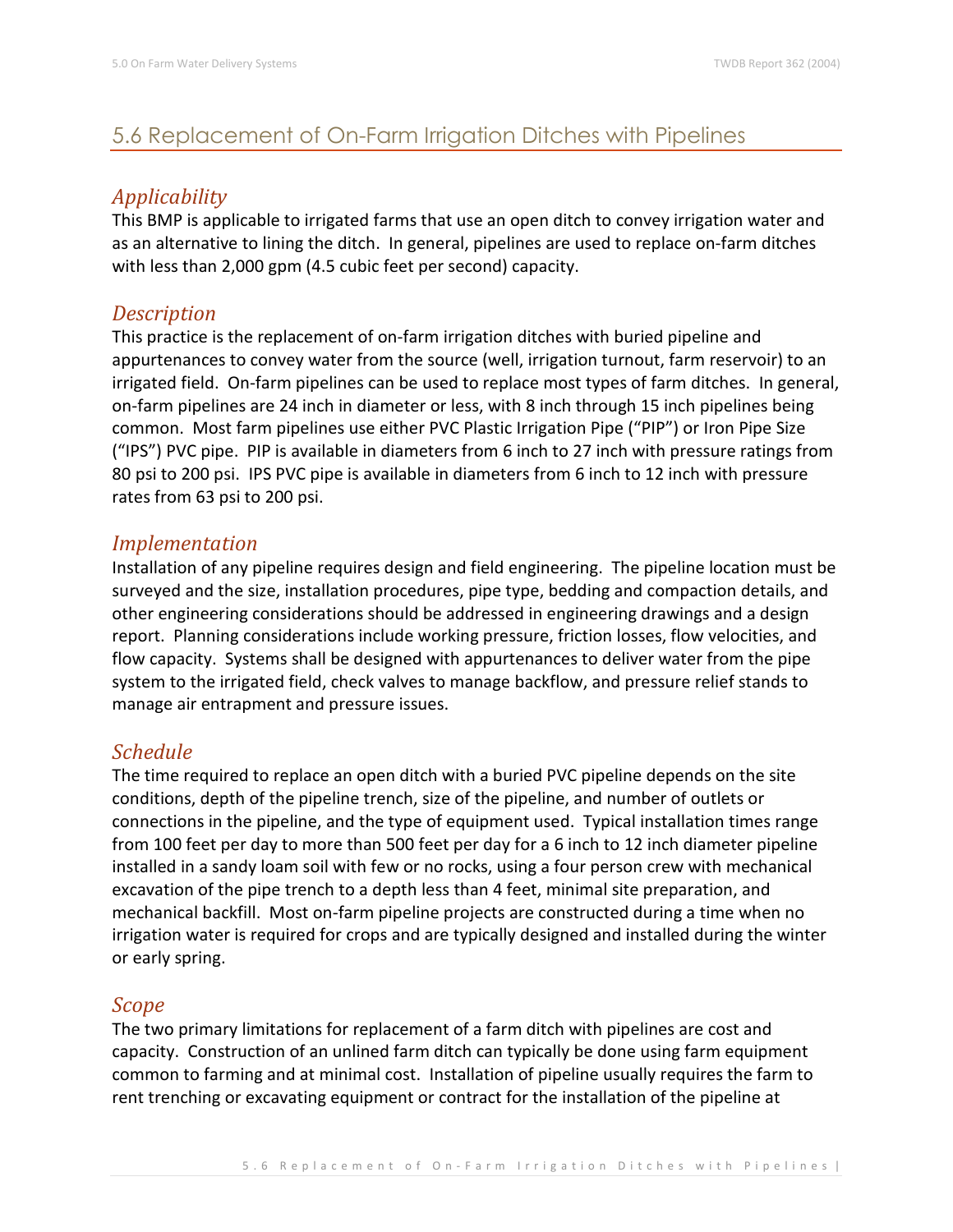## 5.6 Replacement of On-Farm Irrigation Ditches with Pipelines

### *Applicability*

This BMP is applicable to irrigated farms that use an open ditch to convey irrigation water and as an alternative to lining the ditch. In general, pipelines are used to replace on-farm ditches with less than 2,000 gpm (4.5 cubic feet per second) capacity.

### *Description*

This practice is the replacement of on-farm irrigation ditches with buried pipeline and appurtenances to convey water from the source (well, irrigation turnout, farm reservoir) to an irrigated field. On-farm pipelines can be used to replace most types of farm ditches. In general, on-farm pipelines are 24 inch in diameter or less, with 8 inch through 15 inch pipelines being common. Most farm pipelines use either PVC Plastic Irrigation Pipe ("PIP") or Iron Pipe Size ("IPS") PVC pipe. PIP is available in diameters from 6 inch to 27 inch with pressure ratings from 80 psi to 200 psi. IPS PVC pipe is available in diameters from 6 inch to 12 inch with pressure rates from 63 psi to 200 psi.

### *Implementation*

Installation of any pipeline requires design and field engineering. The pipeline location must be surveyed and the size, installation procedures, pipe type, bedding and compaction details, and other engineering considerations should be addressed in engineering drawings and a design report. Planning considerations include working pressure, friction losses, flow velocities, and flow capacity. Systems shall be designed with appurtenances to deliver water from the pipe system to the irrigated field, check valves to manage backflow, and pressure relief stands to manage air entrapment and pressure issues.

### *Schedule*

The time required to replace an open ditch with a buried PVC pipeline depends on the site conditions, depth of the pipeline trench, size of the pipeline, and number of outlets or connections in the pipeline, and the type of equipment used. Typical installation times range from 100 feet per day to more than 500 feet per day for a 6 inch to 12 inch diameter pipeline installed in a sandy loam soil with few or no rocks, using a four person crew with mechanical excavation of the pipe trench to a depth less than 4 feet, minimal site preparation, and mechanical backfill. Most on-farm pipeline projects are constructed during a time when no irrigation water is required for crops and are typically designed and installed during the winter or early spring.

### *Scope*

The two primary limitations for replacement of a farm ditch with pipelines are cost and capacity. Construction of an unlined farm ditch can typically be done using farm equipment common to farming and at minimal cost. Installation of pipeline usually requires the farm to rent trenching or excavating equipment or contract for the installation of the pipeline at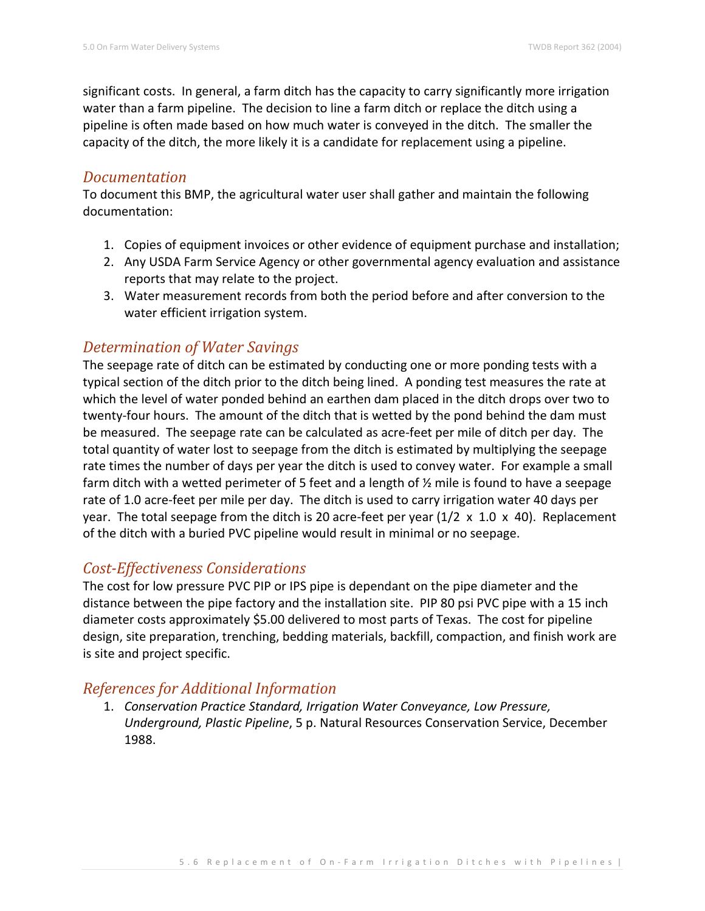significant costs. In general, a farm ditch has the capacity to carry significantly more irrigation water than a farm pipeline. The decision to line a farm ditch or replace the ditch using a pipeline is often made based on how much water is conveyed in the ditch. The smaller the capacity of the ditch, the more likely it is a candidate for replacement using a pipeline.

## *Documentation*

To document this BMP, the agricultural water user shall gather and maintain the following documentation:

1. Copies of equipment invoices or other evidence of equipment purchase and installation;
2. Any USDA Farm Service Agency or other governmental agency evaluation and assistance reports that may relate to the project.
3. Water measurement records from both the period before and after conversion to the water efficient irrigation system.

## *Determination of Water Savings*

The seepage rate of ditch can be estimated by conducting one or more ponding tests with a typical section of the ditch prior to the ditch being lined. A ponding test measures the rate at which the level of water ponded behind an earthen dam placed in the ditch drops over two to twenty-four hours. The amount of the ditch that is wetted by the pond behind the dam must be measured. The seepage rate can be calculated as acre-feet per mile of ditch per day. The total quantity of water lost to seepage from the ditch is estimated by multiplying the seepage rate times the number of days per year the ditch is used to convey water. For example a small farm ditch with a wetted perimeter of 5 feet and a length of ½ mile is found to have a seepage rate of 1.0 acre-feet per mile per day. The ditch is used to carry irrigation water 40 days per year. The total seepage from the ditch is 20 acre-feet per year (1/2 x 1.0 x 40). Replacement of the ditch with a buried PVC pipeline would result in minimal or no seepage.

## *Cost-Effectiveness Considerations*

The cost for low pressure PVC PIP or IPS pipe is dependant on the pipe diameter and the distance between the pipe factory and the installation site. PIP 80 psi PVC pipe with a 15 inch diameter costs approximately $5.00 delivered to most parts of Texas. The cost for pipeline design, site preparation, trenching, bedding materials, backfill, compaction, and finish work are is site and project specific.

## *References for Additional Information*

1. *Conservation Practice Standard, Irrigation Water Conveyance, Low Pressure, Underground, Plastic Pipeline*, 5 p. Natural Resources Conservation Service, December 1988.